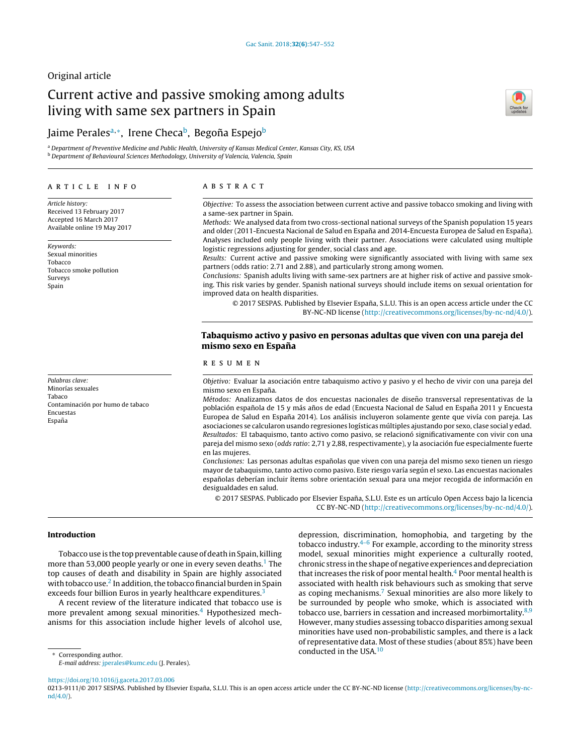Original article

# Current active and passive smoking among adults living with same sex partners in Spain

Jaime Perales[a,*], Irene Checa[b], Begoña Espejo[b]

[a] Department of Preventive Medicine and Public Health, University of Kansas Medical Center, Kansas City, KS, USA
[b] Department of Behavioural Sciences Methodology, University of Valencia, Valencia, Spain

## ARTICLE INFO

*Article history:*
Received 13 February 2017
Accepted 16 March 2017
Available online 19 May 2017

*Keywords:*
Sexual minorities
Tobacco
Tobacco smoke pollution
Surveys
Spain

## ABSTRACT

*Objective:* To assess the association between current active and passive tobacco smoking and living with a same-sex partner in Spain.

*Methods:* We analysed data from two cross-sectional national surveys of the Spanish population 15 years and older (2011-Encuesta Nacional de Salud en España and 2014-Encuesta Europea de Salud en España). Analyses included only people living with their partner. Associations were calculated using multiple logistic regressions adjusting for gender, social class and age.

*Results:* Current active and passive smoking were significantly associated with living with same sex partners (odds ratio: 2.71 and 2.88), and particularly strong among women.

*Conclusions:* Spanish adults living with same-sex partners are at higher risk of active and passive smoking. This risk varies by gender. Spanish national surveys should include items on sexual orientation for improved data on health disparities.

© 2017 SESPAS. Published by Elsevier España, S.L.U. This is an open access article under the CC BY-NC-ND license (http://creativecommons.org/licenses/by-nc-nd/4.0/).

## Tabaquismo activo y pasivo en personas adultas que viven con una pareja del mismo sexo en España

*Palabras clave:*
Minorías sexuales
Tabaco
Contaminación por humo de tabaco
Encuestas
España

## RESUMEN

*Objetivo:* Evaluar la asociación entre tabaquismo activo y pasivo y el hecho de vivir con una pareja del mismo sexo en España.

*Métodos:* Analizamos datos de dos encuestas nacionales de diseño transversal representativas de la población española de 15 y más años de edad (Encuesta Nacional de Salud en España 2011 y Encuesta Europea de Salud en España 2014). Los análisis incluyeron solamente gente que vivía con pareja. Las asociaciones se calcularon usando regresiones logísticas múltiples ajustando por sexo, clase social y edad.

*Resultados:* El tabaquismo, tanto activo como pasivo, se relacionó significativamente con vivir con una pareja del mismo sexo (*odds ratio*: 2,71 y 2,88, respectivamente), y la asociación fue especialmente fuerte en las mujeres.

*Conclusiones:* Las personas adultas españolas que viven con una pareja del mismo sexo tienen un riesgo mayor de tabaquismo, tanto activo como pasivo. Este riesgo varía según el sexo. Las encuestas nacionales españolas deberían incluir ítems sobre orientación sexual para una mejor recogida de información en desigualdades en salud.

© 2017 SESPAS. Publicado por Elsevier España, S.L.U. Este es un artículo Open Access bajo la licencia CC BY-NC-ND (http://creativecommons.org/licenses/by-nc-nd/4.0/).

## Introduction

Tobacco use is the top preventable cause of death in Spain, killing more than 53,000 people yearly or one in every seven deaths.[1] The top causes of death and disability in Spain are highly associated with tobacco use.[2] In addition, the tobacco financial burden in Spain exceeds four billion Euros in yearly healthcare expenditures.[3]

A recent review of the literature indicated that tobacco use is more prevalent among sexual minorities.[4] Hypothesized mechanisms for this association include higher levels of alcohol use, depression, discrimination, homophobia, and targeting by the tobacco industry.[4–6] For example, according to the minority stress model, sexual minorities might experience a culturally rooted, chronic stress in the shape of negative experiences and depreciation that increases the risk of poor mental health.[4] Poor mental health is associated with health risk behaviours such as smoking that serve as coping mechanisms.[7] Sexual minorities are also more likely to be surrounded by people who smoke, which is associated with tobacco use, barriers in cessation and increased morbimortality.[8,9] However, many studies assessing tobacco disparities among sexual minorities have used non-probabilistic samples, and there is a lack of representative data. Most of these studies (about 85%) have been conducted in the USA.[10]

\* Corresponding author.
*E-mail address:* jperales@kumc.edu (J. Perales).

https://doi.org/10.1016/j.gaceta.2017.03.006
0213-9111/© 2017 SESPAS. Published by Elsevier España, S.L.U. This is an open access article under the CC BY-NC-ND license (http://creativecommons.org/licenses/by-nc-nd/4.0/).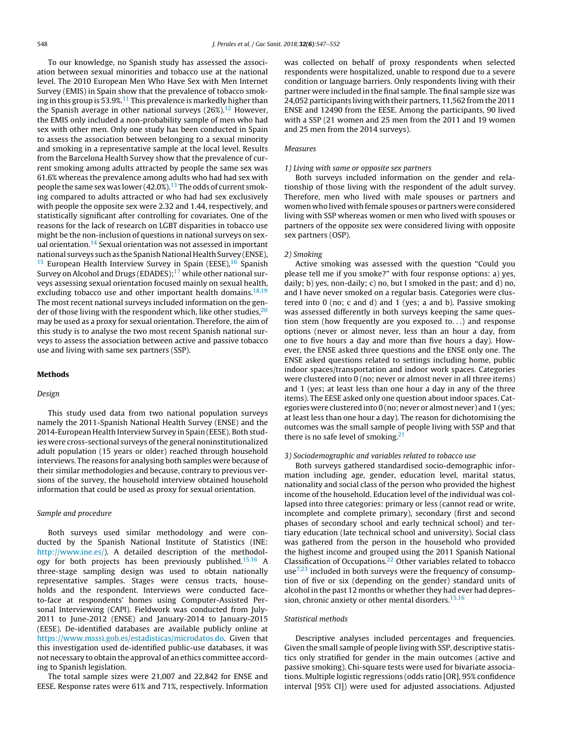To our knowledge, no Spanish study has assessed the association between sexual minorities and tobacco use at the national level. The 2010 European Men Who Have Sex with Men Internet Survey (EMIS) in Spain show that the prevalence of tobacco smoking in this group is 53.9%.[11] This prevalence is markedly higher than the Spanish average in other national surveys (26%).[12] However, the EMIS only included a non-probability sample of men who had sex with other men. Only one study has been conducted in Spain to assess the association between belonging to a sexual minority and smoking in a representative sample at the local level. Results from the Barcelona Health Survey show that the prevalence of current smoking among adults attracted by people the same sex was 61.6% whereas the prevalence among adults who had had sex with people the same sex was lower (42.0%).[13] The odds of current smoking compared to adults attracted or who had had sex exclusively with people the opposite sex were 2.32 and 1.44, respectively, and statistically significant after controlling for covariates. One of the reasons for the lack of research on LGBT disparities in tobacco use might be the non-inclusion of questions in national surveys on sexual orientation.[14] Sexual orientation was not assessed in important national surveys such as the Spanish National Health Survey (ENSE),[15] European Health Interview Survey in Spain (EESE),[16] Spanish Survey on Alcohol and Drugs (EDADES);[17] while other national surveys assessing sexual orientation focused mainly on sexual health, excluding tobacco use and other important health domains.[18,19] The most recent national surveys included information on the gender of those living with the respondent which, like other studies,[20] may be used as a proxy for sexual orientation. Therefore, the aim of this study is to analyse the two most recent Spanish national surveys to assess the association between active and passive tobacco use and living with same sex partners (SSP).

## Methods

### Design

This study used data from two national population surveys namely the 2011-Spanish National Health Survey (ENSE) and the 2014-European Health Interview Survey in Spain (EESE). Both studies were cross-sectional surveys of the general noninstitutionalized adult population (15 years or older) reached through household interviews. The reasons for analysing both samples were because of their similar methodologies and because, contrary to previous versions of the survey, the household interview obtained household information that could be used as proxy for sexual orientation.

### Sample and procedure

Both surveys used similar methodology and were conducted by the Spanish National Institute of Statistics (INE: http://www.ine.es/). A detailed description of the methodology for both projects has been previously published.[15,16] A three-stage sampling design was used to obtain nationally representative samples. Stages were census tracts, households and the respondent. Interviews were conducted face-to-face at respondents' homes using Computer-Assisted Personal Interviewing (CAPI). Fieldwork was conducted from July-2011 to June-2012 (ENSE) and January-2014 to January-2015 (EESE). De-identified databases are available publicly online at https://www.msssi.gob.es/estadisticas/microdatos.do. Given that this investigation used de-identified public-use databases, it was not necessary to obtain the approval of an ethics committee according to Spanish legislation.

The total sample sizes were 21,007 and 22,842 for ENSE and EESE. Response rates were 61% and 71%, respectively. Information was collected on behalf of proxy respondents when selected respondents were hospitalized, unable to respond due to a severe condition or language barriers. Only respondents living with their partner were included in the final sample. The final sample size was 24,052 participants living with their partners, 11,562 from the 2011 ENSE and 12490 from the EESE. Among the participants, 90 lived with a SSP (21 women and 25 men from the 2011 and 19 women and 25 men from the 2014 surveys).

### Measures

*1) Living with same or opposite sex partners*

Both surveys included information on the gender and relationship of those living with the respondent of the adult survey. Therefore, men who lived with male spouses or partners and women who lived with female spouses or partners were considered living with SSP whereas women or men who lived with spouses or partners of the opposite sex were considered living with opposite sex partners (OSP).

*2) Smoking*

Active smoking was assessed with the question "Could you please tell me if you smoke?" with four response options: a) yes, daily; b) yes, non-daily; c) no, but I smoked in the past; and d) no, and I have never smoked on a regular basis. Categories were clustered into 0 (no; c and d) and 1 (yes; a and b). Passive smoking was assessed differently in both surveys keeping the same question stem (how frequently are you exposed to...) and response options (never or almost never, less than an hour a day, from one to five hours a day and more than five hours a day). However, the ENSE asked three questions and the ENSE only one. The ENSE asked questions related to settings including home, public indoor spaces/transportation and indoor work spaces. Categories were clustered into 0 (no; never or almost never in all three items) and 1 (yes; at least less than one hour a day in any of the three items). The EESE asked only one question about indoor spaces. Categories were clustered into 0 (no; never or almost never) and 1 (yes; at least less than one hour a day). The reason for dichotomising the outcomes was the small sample of people living with SSP and that there is no safe level of smoking.[21]

*3) Sociodemographic and variables related to tobacco use*

Both surveys gathered standardised socio-demographic information including age, gender, education level, marital status, nationality and social class of the person who provided the highest income of the household. Education level of the individual was collapsed into three categories: primary or less (cannot read or write, incomplete and complete primary), secondary (first and second phases of secondary school and early technical school) and tertiary education (late technical school and university). Social class was gathered from the person in the household who provided the highest income and grouped using the 2011 Spanish National Classification of Occupations.[22] Other variables related to tobacco use[7,23] included in both surveys were the frequency of consumption of five or six (depending on the gender) standard units of alcohol in the past 12 months or whether they had ever had depression, chronic anxiety or other mental disorders.[15,16]

### Statistical methods

Descriptive analyses included percentages and frequencies. Given the small sample of people living with SSP, descriptive statistics only stratified for gender in the main outcomes (active and passive smoking). Chi-square tests were used for bivariate associations. Multiple logistic regressions (odds ratio [OR], 95% confidence interval [95% CI]) were used for adjusted associations. Adjusted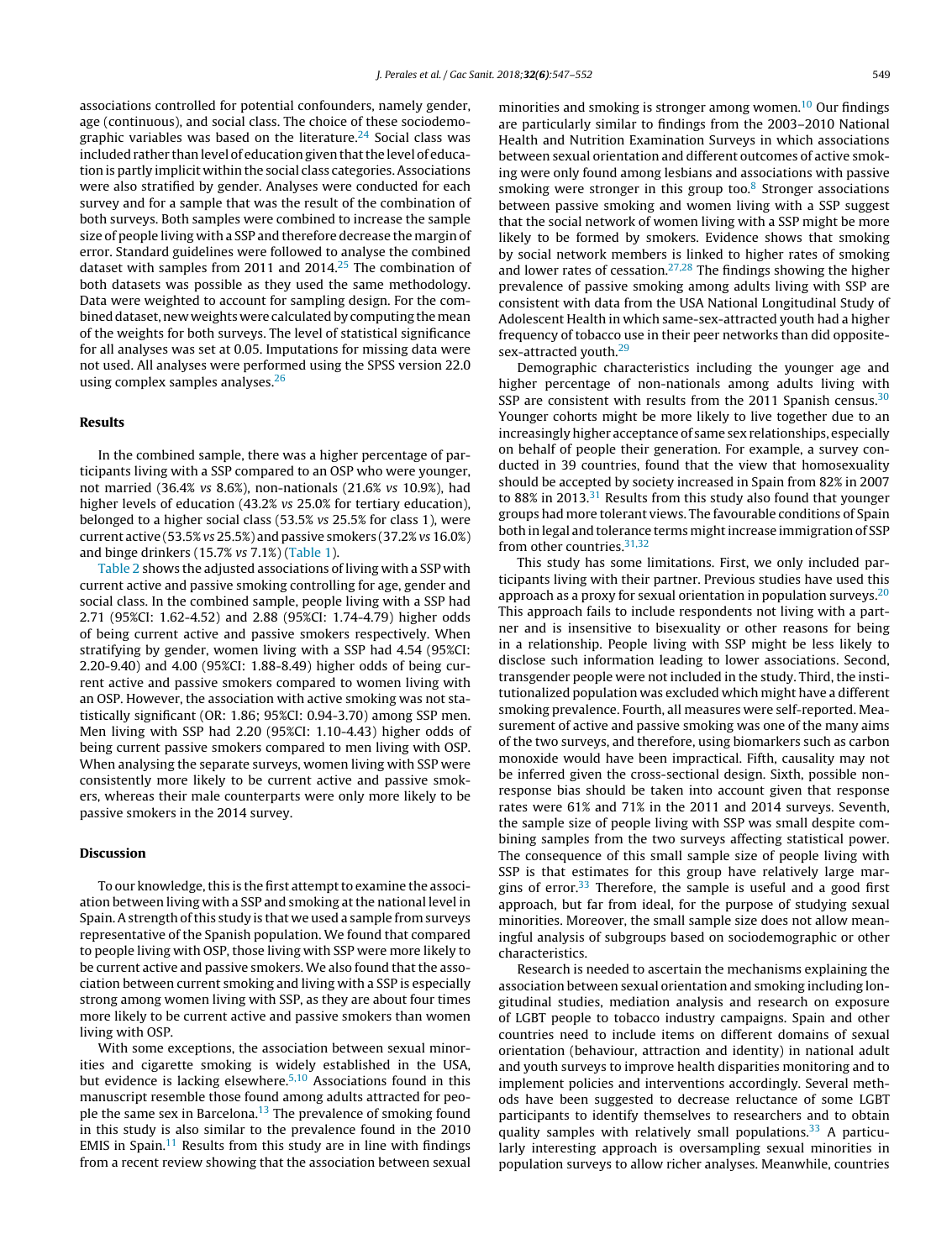associations controlled for potential confounders, namely gender, age (continuous), and social class. The choice of these sociodemographic variables was based on the literature.[24] Social class was included rather than level of education given that the level of education is partly implicit within the social class categories. Associations were also stratified by gender. Analyses were conducted for each survey and for a sample that was the result of the combination of both surveys. Both samples were combined to increase the sample size of people living with a SSP and therefore decrease the margin of error. Standard guidelines were followed to analyse the combined dataset with samples from 2011 and 2014.[25] The combination of both datasets was possible as they used the same methodology. Data were weighted to account for sampling design. For the combined dataset, new weights were calculated by computing the mean of the weights for both surveys. The level of statistical significance for all analyses was set at 0.05. Imputations for missing data were not used. All analyses were performed using the SPSS version 22.0 using complex samples analyses.[26]

## Results

In the combined sample, there was a higher percentage of participants living with a SSP compared to an OSP who were younger, not married (36.4% *vs* 8.6%), non-nationals (21.6% *vs* 10.9%), had higher levels of education (43.2% *vs* 25.0% for tertiary education), belonged to a higher social class (53.5% *vs* 25.5% for class 1), were current active (53.5% *vs* 25.5%) and passive smokers (37.2% *vs* 16.0%) and binge drinkers (15.7% *vs* 7.1%) (Table 1).

Table 2 shows the adjusted associations of living with a SSP with current active and passive smoking controlling for age, gender and social class. In the combined sample, people living with a SSP had 2.71 (95%CI: 1.62-4.52) and 2.88 (95%CI: 1.74-4.79) higher odds of being current active and passive smokers respectively. When stratifying by gender, women living with a SSP had 4.54 (95%CI: 2.20-9.40) and 4.00 (95%CI: 1.88-8.49) higher odds of being current active and passive smokers compared to women living with an OSP. However, the association with active smoking was not statistically significant (OR: 1.86; 95%CI: 0.94-3.70) among SSP men. Men living with SSP had 2.20 (95%CI: 1.10-4.43) higher odds of being current passive smokers compared to men living with OSP. When analysing the separate surveys, women living with SSP were consistently more likely to be current active and passive smokers, whereas their male counterparts were only more likely to be passive smokers in the 2014 survey.

## Discussion

To our knowledge, this is the first attempt to examine the association between living with a SSP and smoking at the national level in Spain. A strength of this study is that we used a sample from surveys representative of the Spanish population. We found that compared to people living with OSP, those living with SSP were more likely to be current active and passive smokers. We also found that the association between current smoking and living with a SSP is especially strong among women living with SSP, as they are about four times more likely to be current active and passive smokers than women living with OSP.

With some exceptions, the association between sexual minorities and cigarette smoking is widely established in the USA, but evidence is lacking elsewhere.[5,10] Associations found in this manuscript resemble those found among adults attracted for people the same sex in Barcelona.[13] The prevalence of smoking found in this study is also similar to the prevalence found in the 2010 EMIS in Spain.[11] Results from this study are in line with findings from a recent review showing that the association between sexual minorities and smoking is stronger among women.[10] Our findings are particularly similar to findings from the 2003–2010 National Health and Nutrition Examination Surveys in which associations between sexual orientation and different outcomes of active smoking were only found among lesbians and associations with passive smoking were stronger in this group too.[8] Stronger associations between passive smoking and women living with a SSP suggest that the social network of women living with a SSP might be more likely to be formed by smokers. Evidence shows that smoking by social network members is linked to higher rates of smoking and lower rates of cessation.[27,28] The findings showing the higher prevalence of passive smoking among adults living with SSP are consistent with data from the USA National Longitudinal Study of Adolescent Health in which same-sex-attracted youth had a higher frequency of tobacco use in their peer networks than did opposite-sex-attracted youth.[29]

Demographic characteristics including the younger age and higher percentage of non-nationals among adults living with SSP are consistent with results from the 2011 Spanish census.[30] Younger cohorts might be more likely to live together due to an increasingly higher acceptance of same sex relationships, especially on behalf of people their generation. For example, a survey conducted in 39 countries, found that the view that homosexuality should be accepted by society increased in Spain from 82% in 2007 to 88% in 2013.[31] Results from this study also found that younger groups had more tolerant views. The favourable conditions of Spain both in legal and tolerance terms might increase immigration of SSP from other countries.[31,32]

This study has some limitations. First, we only included participants living with their partner. Previous studies have used this approach as a proxy for sexual orientation in population surveys.[20] This approach fails to include respondents not living with a partner and is insensitive to bisexuality or other reasons for being in a relationship. People living with SSP might be less likely to disclose such information leading to lower associations. Second, transgender people were not included in the study. Third, the institutionalized population was excluded which might have a different smoking prevalence. Fourth, all measures were self-reported. Measurement of active and passive smoking was one of the many aims of the two surveys, and therefore, using biomarkers such as carbon monoxide would have been impractical. Fifth, causality may not be inferred given the cross-sectional design. Sixth, possible non-response bias should be taken into account given that response rates were 61% and 71% in the 2011 and 2014 surveys. Seventh, the sample size of people living with SSP was small despite combining samples from the two surveys affecting statistical power. The consequence of this small sample size of people living with SSP is that estimates for this group have relatively large margins of error.[33] Therefore, the sample is useful and a good first approach, but far from ideal, for the purpose of studying sexual minorities. Moreover, the small sample size does not allow meaningful analysis of subgroups based on sociodemographic or other characteristics.

Research is needed to ascertain the mechanisms explaining the association between sexual orientation and smoking including longitudinal studies, mediation analysis and research on exposure of LGBT people to tobacco industry campaigns. Spain and other countries need to include items on different domains of sexual orientation (behaviour, attraction and identity) in national adult and youth surveys to improve health disparities monitoring and to implement policies and interventions accordingly. Several methods have been suggested to decrease reluctance of some LGBT participants to identify themselves to researchers and to obtain quality samples with relatively small populations.[33] A particularly interesting approach is oversampling sexual minorities in population surveys to allow richer analyses. Meanwhile, countries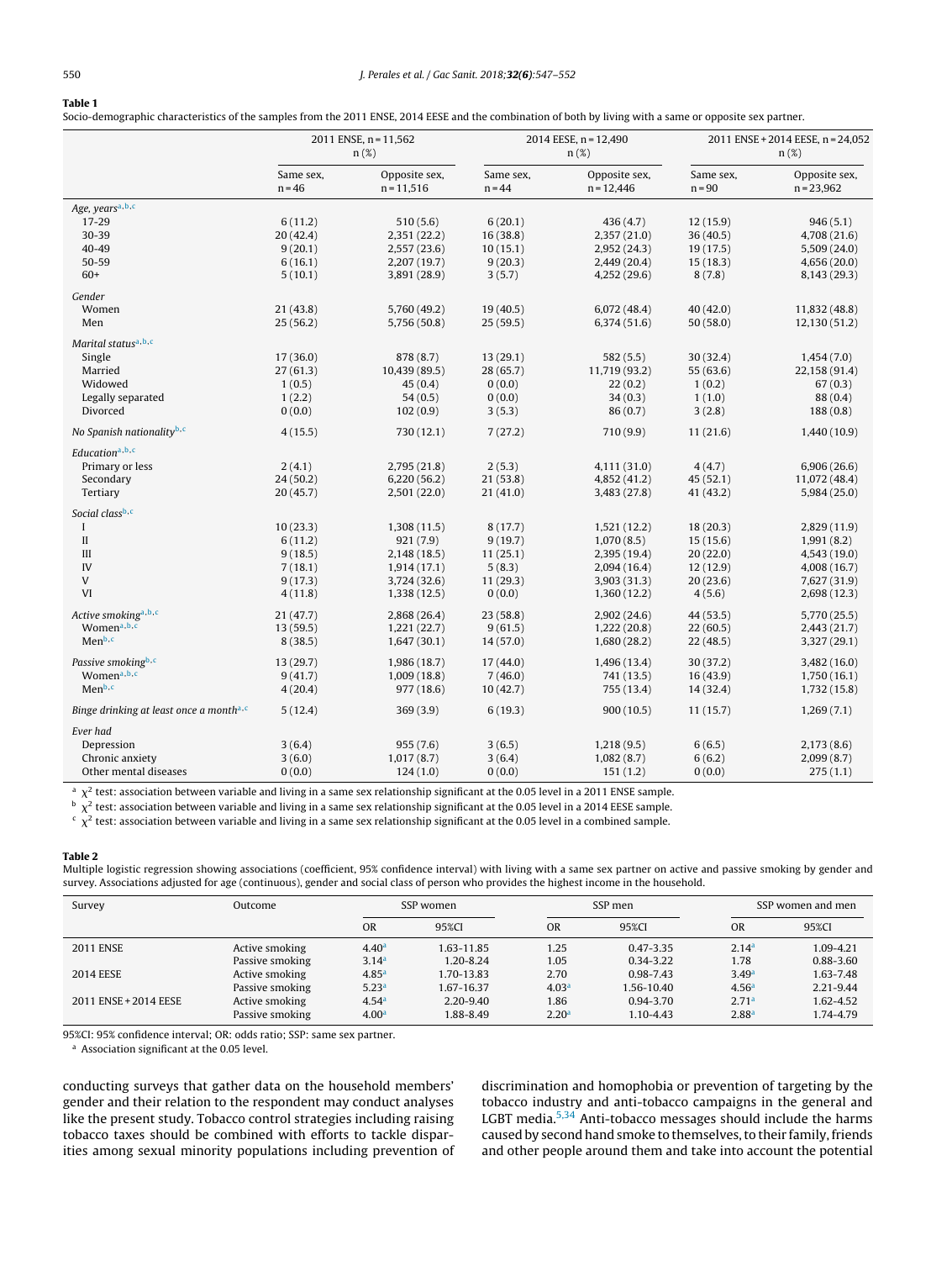**Table 1**

Socio-demographic characteristics of the samples from the 2011 ENSE, 2014 EESE and the combination of both by living with a same or opposite sex partner.

| | 2011 ENSE, n = 11,562 n (%) | | 2014 EESE, n = 12,490 n (%) | | 2011 ENSE + 2014 EESE, n = 24,052 n (%) | |
|---|---|---|---|---|---|---|
| | Same sex, n = 46 | Opposite sex, n = 11,516 | Same sex, n = 44 | Opposite sex, n = 12,446 | Same sex, n = 90 | Opposite sex, n = 23,962 |
| *Age, years*[a,b,c] | | | | | | |
| 17-29 | 6 (11.2) | 510 (5.6) | 6 (20.1) | 436 (4.7) | 12 (15.9) | 946 (5.1) |
| 30-39 | 20 (42.4) | 2,351 (22.2) | 16 (38.8) | 2,357 (21.0) | 36 (40.5) | 4,708 (21.6) |
| 40-49 | 9 (20.1) | 2,557 (23.6) | 10 (15.1) | 2,952 (24.3) | 19 (17.5) | 5,509 (24.0) |
| 50-59 | 6 (16.1) | 2,207 (19.7) | 9 (20.3) | 2,449 (20.4) | 15 (18.3) | 4,656 (20.0) |
| 60+ | 5 (10.1) | 3,891 (28.9) | 3 (5.7) | 4,252 (29.6) | 8 (7.8) | 8,143 (29.3) |
| *Gender* | | | | | | |
| Women | 21 (43.8) | 5,760 (49.2) | 19 (40.5) | 6,072 (48.4) | 40 (42.0) | 11,832 (48.8) |
| Men | 25 (56.2) | 5,756 (50.8) | 25 (59.5) | 6,374 (51.6) | 50 (58.0) | 12,130 (51.2) |
| *Marital status*[a,b,c] | | | | | | |
| Single | 17 (36.0) | 878 (8.7) | 13 (29.1) | 582 (5.5) | 30 (32.4) | 1,454 (7.0) |
| Married | 27 (61.3) | 10,439 (89.5) | 28 (65.7) | 11,719 (93.2) | 55 (63.6) | 22,158 (91.4) |
| Widowed | 1 (0.5) | 45 (0.4) | 0 (0.0) | 22 (0.2) | 1 (0.2) | 67 (0.3) |
| Legally separated | 1 (2.2) | 54 (0.5) | 0 (0.0) | 34 (0.3) | 1 (1.0) | 88 (0.4) |
| Divorced | 0 (0.0) | 102 (0.9) | 3 (5.3) | 86 (0.7) | 3 (2.8) | 188 (0.8) |
| *No Spanish nationality*[b,c] | 4 (15.5) | 730 (12.1) | 7 (27.2) | 710 (9.9) | 11 (21.6) | 1,440 (10.9) |
| *Education*[a,b,c] | | | | | | |
| Primary or less | 2 (4.1) | 2,795 (21.8) | 2 (5.3) | 4,111 (31.0) | 4 (4.7) | 6,906 (26.6) |
| Secondary | 24 (50.2) | 6,220 (56.2) | 21 (53.8) | 4,852 (41.2) | 45 (52.1) | 11,072 (48.4) |
| Tertiary | 20 (45.7) | 2,501 (22.0) | 21 (41.0) | 3,483 (27.8) | 41 (43.2) | 5,984 (25.0) |
| *Social class*[b,c] | | | | | | |
| I | 10 (23.3) | 1,308 (11.5) | 8 (17.7) | 1,521 (12.2) | 18 (20.3) | 2,829 (11.9) |
| II | 6 (11.2) | 921 (7.9) | 9 (19.7) | 1,070 (8.5) | 15 (15.6) | 1,991 (8.2) |
| III | 9 (18.5) | 2,148 (18.5) | 11 (25.1) | 2,395 (19.4) | 20 (22.0) | 4,543 (19.0) |
| IV | 7 (18.1) | 1,914 (17.1) | 5 (8.3) | 2,094 (16.4) | 12 (12.9) | 4,008 (16.7) |
| V | 9 (17.3) | 3,724 (32.6) | 11 (29.3) | 3,903 (31.3) | 20 (23.6) | 7,627 (31.9) |
| VI | 4 (11.8) | 1,338 (12.5) | 0 (0.0) | 1,360 (12.2) | 4 (5.6) | 2,698 (12.3) |
| *Active smoking*[a,b,c] | 21 (47.7) | 2,868 (26.4) | 23 (58.8) | 2,902 (24.6) | 44 (53.5) | 5,770 (25.5) |
| Women[a,b,c] | 13 (59.5) | 1,221 (22.7) | 9 (61.5) | 1,222 (20.8) | 22 (60.5) | 2,443 (21.7) |
| Men[b,c] | 8 (38.5) | 1,647 (30.1) | 14 (57.0) | 1,680 (28.2) | 22 (48.5) | 3,327 (29.1) |
| *Passive smoking*[b,c] | 13 (29.7) | 1,986 (18.7) | 17 (44.0) | 1,496 (13.4) | 30 (37.2) | 3,482 (16.0) |
| Women[a,b,c] | 9 (41.7) | 1,009 (18.8) | 7 (46.0) | 741 (13.5) | 16 (43.9) | 1,750 (16.1) |
| Men[b,c] | 4 (20.4) | 977 (18.6) | 10 (42.7) | 755 (13.4) | 14 (32.4) | 1,732 (15.8) |
| *Binge drinking at least once a month*[a,c] | 5 (12.4) | 369 (3.9) | 6 (19.3) | 900 (10.5) | 11 (15.7) | 1,269 (7.1) |
| *Ever had* | | | | | | |
| Depression | 3 (6.4) | 955 (7.6) | 3 (6.5) | 1,218 (9.5) | 6 (6.5) | 2,173 (8.6) |
| Chronic anxiety | 3 (6.0) | 1,017 (8.7) | 3 (6.4) | 1,082 (8.7) | 6 (6.2) | 2,099 (8.7) |
| Other mental diseases | 0 (0.0) | 124 (1.0) | 0 (0.0) | 151 (1.2) | 0 (0.0) | 275 (1.1) |

[a] $\chi^2$ test: association between variable and living in a same sex relationship significant at the 0.05 level in a 2011 ENSE sample.
[b] $\chi^2$ test: association between variable and living in a same sex relationship significant at the 0.05 level in a 2014 EESE sample.
[c] $\chi^2$ test: association between variable and living in a same sex relationship significant at the 0.05 level in a combined sample.

**Table 2**

Multiple logistic regression showing associations (coefficient, 95% confidence interval) with living with a same sex partner on active and passive smoking by gender and survey. Associations adjusted for age (continuous), gender and social class of person who provides the highest income in the household.

| Survey | Outcome | SSP women | | SSP men | | SSP women and men | |
|---|---|---|---|---|---|---|---|
| | | OR | 95%CI | OR | 95%CI | OR | 95%CI |
| 2011 ENSE | Active smoking | 4.40[a] | 1.63-11.85 | 1.25 | 0.47-3.35 | 2.14[a] | 1.09-4.21 |
| | Passive smoking | 3.14[a] | 1.20-8.24 | 1.05 | 0.34-3.22 | 1.78 | 0.88-3.60 |
| 2014 EESE | Active smoking | 4.85[a] | 1.70-13.83 | 2.70 | 0.98-7.43 | 3.49[a] | 1.63-7.48 |
| | Passive smoking | 5.23[a] | 1.67-16.37 | 4.03[a] | 1.56-10.40 | 4.56[a] | 2.21-9.44 |
| 2011 ENSE + 2014 EESE | Active smoking | 4.54[a] | 2.20-9.40 | 1.86 | 0.94-3.70 | 2.71[a] | 1.62-4.52 |
| | Passive smoking | 4.00[a] | 1.88-8.49 | 2.20[a] | 1.10-4.43 | 2.88[a] | 1.74-4.79 |

95%CI: 95% confidence interval; OR: odds ratio; SSP: same sex partner.
[a] Association significant at the 0.05 level.

conducting surveys that gather data on the household members' gender and their relation to the respondent may conduct analyses like the present study. Tobacco control strategies including raising tobacco taxes should be combined with efforts to tackle disparities among sexual minority populations including prevention of discrimination and homophobia or prevention of targeting by the tobacco industry and anti-tobacco campaigns in the general and LGBT media.[5,34] Anti-tobacco messages should include the harms caused by second hand smoke to themselves, to their family, friends and other people around them and take into account the potential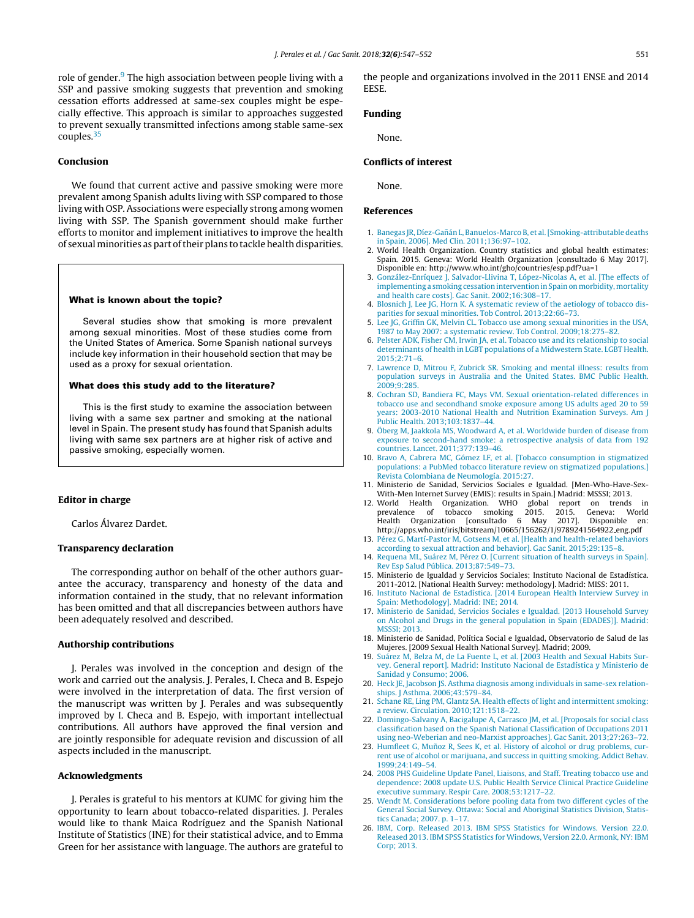role of gender.[9] The high association between people living with a SSP and passive smoking suggests that prevention and smoking cessation efforts addressed at same-sex couples might be especially effective. This approach is similar to approaches suggested to prevent sexually transmitted infections among stable same-sex couples.[35]

## Conclusion

We found that current active and passive smoking were more prevalent among Spanish adults living with SSP compared to those living with OSP. Associations were especially strong among women living with SSP. The Spanish government should make further efforts to monitor and implement initiatives to improve the health of sexual minorities as part of their plans to tackle health disparities.

**What is known about the topic?**

Several studies show that smoking is more prevalent among sexual minorities. Most of these studies come from the United States of America. Some Spanish national surveys include key information in their household section that may be used as a proxy for sexual orientation.

**What does this study add to the literature?**

This is the first study to examine the association between living with a same sex partner and smoking at the national level in Spain. The present study has found that Spanish adults living with same sex partners are at higher risk of active and passive smoking, especially women.

## Editor in charge

Carlos Álvarez Dardet.

## Transparency declaration

The corresponding author on behalf of the other authors guarantee the accuracy, transparency and honesty of the data and information contained in the study, that no relevant information has been omitted and that all discrepancies between authors have been adequately resolved and described.

## Authorship contributions

J. Perales was involved in the conception and design of the work and carried out the analysis. J. Perales, I. Checa and B. Espejo were involved in the interpretation of data. The first version of the manuscript was written by J. Perales and was subsequently improved by I. Checa and B. Espejo, with important intellectual contributions. All authors have approved the final version and are jointly responsible for adequate revision and discussion of all aspects included in the manuscript.

## Acknowledgments

J. Perales is grateful to his mentors at KUMC for giving him the opportunity to learn about tobacco-related disparities. J. Perales would like to thank Maica Rodríguez and the Spanish National Institute of Statistics (INE) for their statistical advice, and to Emma Green for her assistance with language. The authors are grateful to the people and organizations involved in the 2011 ENSE and 2014 EESE.

## Funding

None.

## Conflicts of interest

None.

## References

1. Banegas JR, Díez-Gañán L, Banuelos-Marco B, et al. [Smoking-attributable deaths in Spain, 2006]. Med Clin. 2011;136:97–102.
2. World Health Organization. Country statistics and global health estimates: Spain. 2015. Geneva: World Health Organization [consultado 6 May 2017]. Disponible en: http://www.who.int/gho/countries/esp.pdf?ua=1
3. González-Enríquez J, Salvador-Llivina T, López-Nicolas A, et al. [The effects of implementing a smoking cessation intervention in Spain on morbidity, mortality and health care costs]. Gac Sanit. 2002;16:308–17.
4. Blosnich J, Lee JG, Horn K. A systematic review of the aetiology of tobacco disparities for sexual minorities. Tob Control. 2013;22:66–73.
5. Lee JG, Griffin GK, Melvin CL. Tobacco use among sexual minorities in the USA, 1987 to May 2007: a systematic review. Tob Control. 2009;18:275–82.
6. Pelster ADK, Fisher CM, Irwin JA, et al. Tobacco use and its relationship to social determinants of health in LGBT populations of a Midwestern State. LGBT Health. 2015;2:71–6.
7. Lawrence D, Mitrou F, Zubrick SR. Smoking and mental illness: results from population surveys in Australia and the United States. BMC Public Health. 2009;9:285.
8. Cochran SD, Bandiera FC, Mays VM. Sexual orientation-related differences in tobacco use and secondhand smoke exposure among US adults aged 20 to 59 years: 2003-2010 National Health and Nutrition Examination Surveys. Am J Public Health. 2013;103:1837–44.
9. Öberg M, Jaakkola MS, Woodward A, et al. Worldwide burden of disease from exposure to second-hand smoke: a retrospective analysis of data from 192 countries. Lancet. 2011;377:139–46.
10. Bravo A, Cabrera MC, Gómez LF, et al. [Tobacco consumption in stigmatized populations: a PubMed tobacco literature review on stigmatized populations.] Revista Colombiana de Neumología. 2015:27.
11. Ministerio de Sanidad, Servicios Sociales e Igualdad. [Men-Who-Have-Sex-With-Men Internet Survey (EMIS): results in Spain.] Madrid: MSSSI; 2013.
12. World Health Organization. WHO global report on trends in prevalence of tobacco smoking 2015. 2015. Geneva: World Health Organization [consultado 6 May 2017]. Disponible en: http://apps.who.int/iris/bitstream/10665/156262/1/9789241564922_eng.pdf
13. Pérez G, Martí-Pastor M, Gotsens M, et al. [Health and health-related behaviors according to sexual attraction and behavior]. Gac Sanit. 2015;29:135–8.
14. Requena ML, Suárez M, Pérez O. [Current situation of health surveys in Spain]. Rev Esp Salud Pública. 2013;87:549–73.
15. Ministerio de Igualdad y Servicios Sociales; Instituto Nacional de Estadística. 2011-2012. [National Health Survey: methodology]. Madrid: MISS; 2011.
16. Instituto Nacional de Estadística. [2014 European Health Interview Survey in Spain: Methodology]. Madrid: INE; 2014.
17. Ministerio de Sanidad, Servicios Sociales e Igualdad. [2013 Household Survey on Alcohol and Drugs in the general population in Spain (EDADES)]. Madrid: MSSSI; 2013.
18. Ministerio de Sanidad, Política Social e Igualdad, Observatorio de Salud de las Mujeres. [2009 Sexual Health National Survey]. Madrid; 2009.
19. Suárez M, Belza M, de La Fuente L, et al. [2003 Health and Sexual Habits Survey. General report]. Madrid: Instituto Nacional de Estadística y Ministerio de Sanidad y Consumo; 2006.
20. Heck JE, Jacobson JS. Asthma diagnosis among individuals in same-sex relationships. J Asthma. 2006;43:579–84.
21. Schane RE, Ling PM, Glantz SA. Health effects of light and intermittent smoking: a review. Circulation. 2010;121:1518–22.
22. Domingo-Salvany A, Bacigalupe A, Carrasco JM, et al. [Proposals for social class classification based on the Spanish National Classification of Occupations 2011 using neo-Weberian and neo-Marxist approaches]. Gac Sanit. 2013;27:263–72.
23. Humfleet G, Muñoz R, Sees K, et al. History of alcohol or drug problems, current use of alcohol or marijuana, and success in quitting smoking. Addict Behav. 1999;24:149–54.
24. 2008 PHS Guideline Update Panel, Liaisons, and Staff. Treating tobacco use and dependence: 2008 update U.S. Public Health Service Clinical Practice Guideline executive summary. Respir Care. 2008;53:1217–22.
25. Wendt M. Considerations before pooling data from two different cycles of the General Social Survey. Ottawa: Social and Aboriginal Statistics Division, Statistics Canada; 2007. p. 1–17.
26. IBM, Corp. Released 2013. IBM SPSS Statistics for Windows. Version 22.0. Released 2013. IBM SPSS Statistics for Windows, Version 22.0. Armonk, NY: IBM Corp; 2013.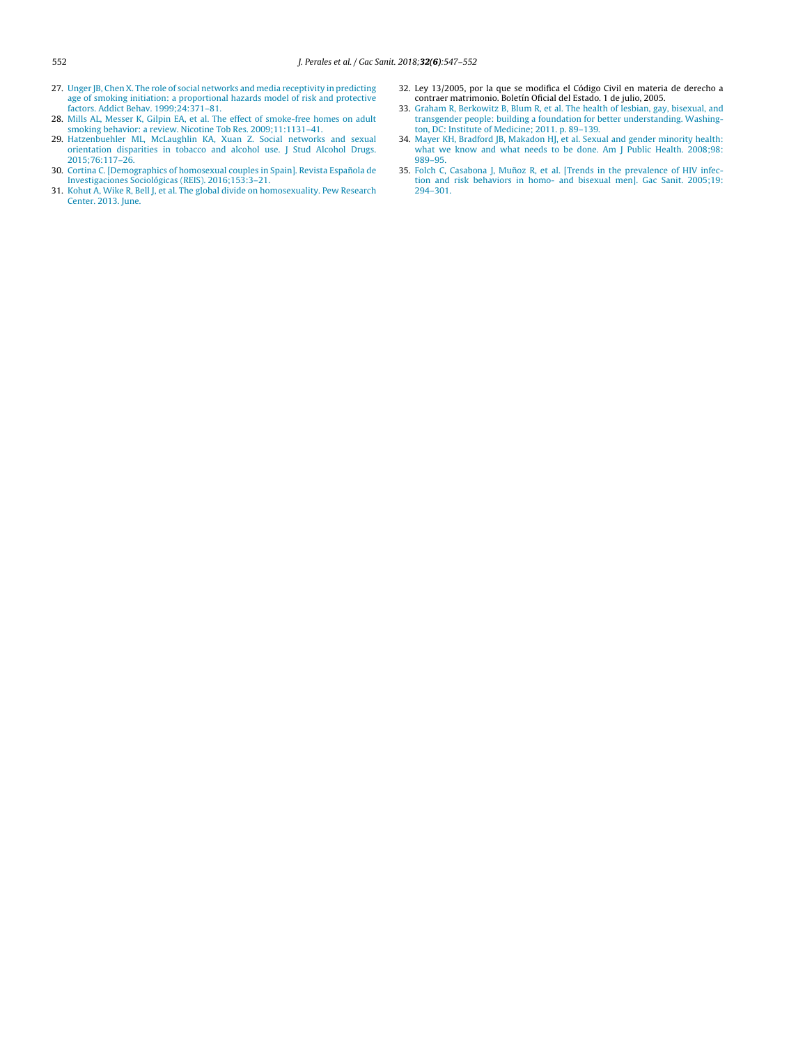27. Unger JB, Chen X. The role of social networks and media receptivity in predicting age of smoking initiation: a proportional hazards model of risk and protective factors. Addict Behav. 1999;24:371–81.
28. Mills AL, Messer K, Gilpin EA, et al. The effect of smoke-free homes on adult smoking behavior: a review. Nicotine Tob Res. 2009;11:1131–41.
29. Hatzenbuehler ML, McLaughlin KA, Xuan Z. Social networks and sexual orientation disparities in tobacco and alcohol use. J Stud Alcohol Drugs. 2015;76:117–26.
30. Cortina C. [Demographics of homosexual couples in Spain]. Revista Española de Investigaciones Sociológicas (REIS). 2016;153:3–21.
31. Kohut A, Wike R, Bell J, et al. The global divide on homosexuality. Pew Research Center. 2013. June.
32. Ley 13/2005, por la que se modifica el Código Civil en materia de derecho a contraer matrimonio. Boletín Oficial del Estado. 1 de julio, 2005.
33. Graham R, Berkowitz B, Blum R, et al. The health of lesbian, gay, bisexual, and transgender people: building a foundation for better understanding. Washington, DC: Institute of Medicine; 2011. p. 89–139.
34. Mayer KH, Bradford JB, Makadon HJ, et al. Sexual and gender minority health: what we know and what needs to be done. Am J Public Health. 2008;98: 989–95.
35. Folch C, Casabona J, Muñoz R, et al. [Trends in the prevalence of HIV infection and risk behaviors in homo- and bisexual men]. Gac Sanit. 2005;19: 294–301.